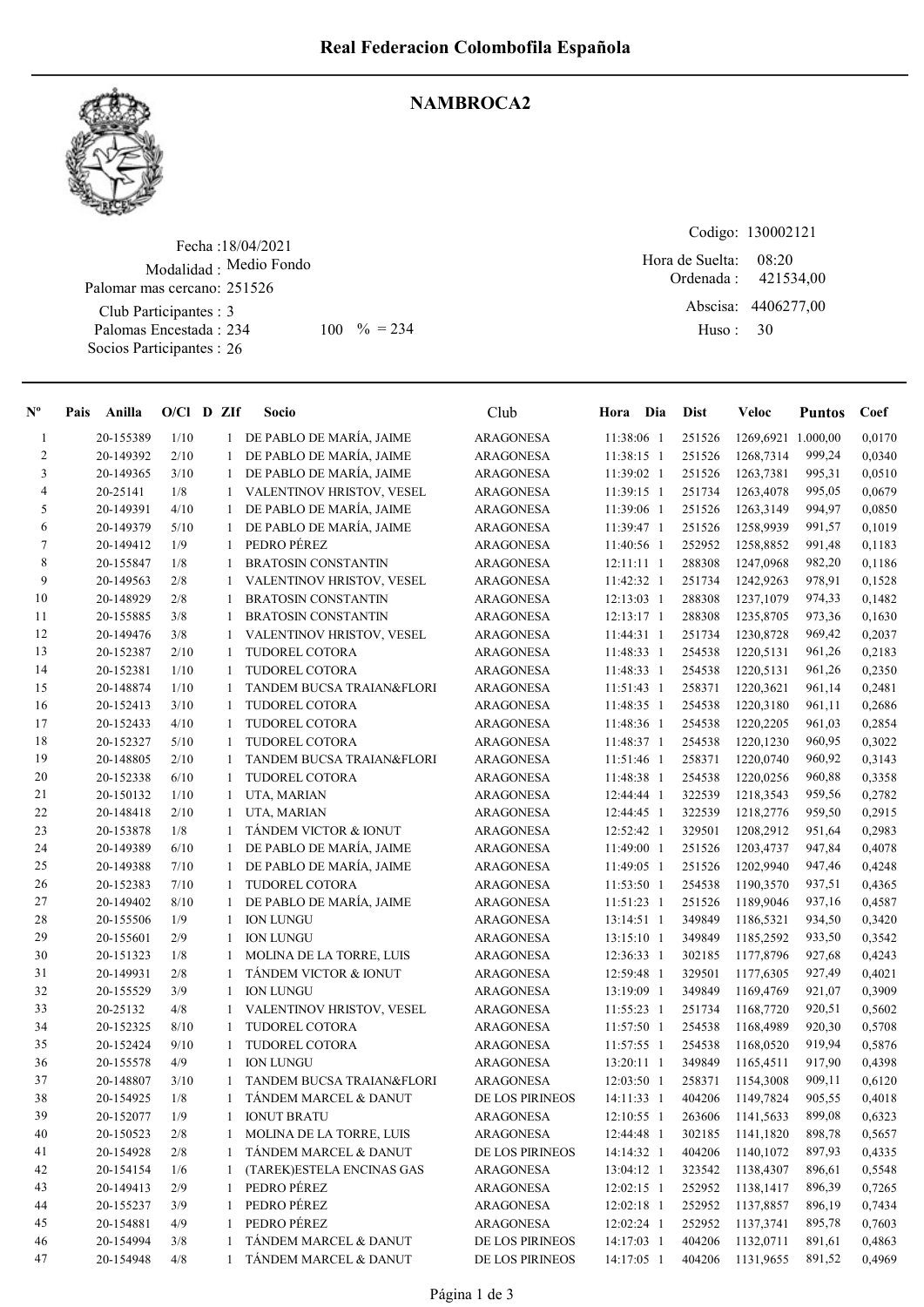# Real Federacion Colombofila Española

## NAMBROCA2

Fecha :18/04/2021
Modalidad : Medio Fondo
Palomar mas cercano: 251526
Club Participantes : 3
Palomas Encestada : 234 100 % = 234
Socios Participantes : 26

Codigo: 130002121
Hora de Suelta: 08:20
Ordenada : 421534,00
Abscisa: 4406277,00
Huso : 30

| Nº | Pais | Anilla | O/Cl | D | ZIf | Socio | Club | Hora | Dia | Dist | Veloc | Puntos | Coef |
|---|---|---|---|---|---|---|---|---|---|---|---|---|---|
| 1 | | 20-155389 | 1/10 | | 1 | DE PABLO DE MARÍA, JAIME | ARAGONESA | 11:38:06 | 1 | 251526 | 1269,6921 | 1.000,00 | 0,0170 |
| 2 | | 20-149392 | 2/10 | | 1 | DE PABLO DE MARÍA, JAIME | ARAGONESA | 11:38:15 | 1 | 251526 | 1268,7314 | 999,24 | 0,0340 |
| 3 | | 20-149365 | 3/10 | | 1 | DE PABLO DE MARÍA, JAIME | ARAGONESA | 11:39:02 | 1 | 251526 | 1263,7381 | 995,31 | 0,0510 |
| 4 | | 20-25141 | 1/8 | | 1 | VALENTINOV HRISTOV, VESEL | ARAGONESA | 11:39:15 | 1 | 251734 | 1263,4078 | 995,05 | 0,0679 |
| 5 | | 20-149391 | 4/10 | | 1 | DE PABLO DE MARÍA, JAIME | ARAGONESA | 11:39:06 | 1 | 251526 | 1263,3149 | 994,97 | 0,0850 |
| 6 | | 20-149379 | 5/10 | | 1 | DE PABLO DE MARÍA, JAIME | ARAGONESA | 11:39:47 | 1 | 251526 | 1258,9939 | 991,57 | 0,1019 |
| 7 | | 20-149412 | 1/9 | | 1 | PEDRO PÉREZ | ARAGONESA | 11:40:56 | 1 | 252952 | 1258,8852 | 991,48 | 0,1183 |
| 8 | | 20-155847 | 1/8 | | 1 | BRATOSIN CONSTANTIN | ARAGONESA | 12:11:11 | 1 | 288308 | 1247,0968 | 982,20 | 0,1186 |
| 9 | | 20-149563 | 2/8 | | 1 | VALENTINOV HRISTOV, VESEL | ARAGONESA | 11:42:32 | 1 | 251734 | 1242,9263 | 978,91 | 0,1528 |
| 10 | | 20-148929 | 2/8 | | 1 | BRATOSIN CONSTANTIN | ARAGONESA | 12:13:03 | 1 | 288308 | 1237,1079 | 974,33 | 0,1482 |
| 11 | | 20-155885 | 3/8 | | 1 | BRATOSIN CONSTANTIN | ARAGONESA | 12:13:17 | 1 | 288308 | 1235,8705 | 973,36 | 0,1630 |
| 12 | | 20-149476 | 3/8 | | 1 | VALENTINOV HRISTOV, VESEL | ARAGONESA | 11:44:31 | 1 | 251734 | 1230,8728 | 969,42 | 0,2037 |
| 13 | | 20-152387 | 2/10 | | 1 | TUDOREL COTORA | ARAGONESA | 11:48:33 | 1 | 254538 | 1220,5131 | 961,26 | 0,2183 |
| 14 | | 20-152381 | 1/10 | | 1 | TUDOREL COTORA | ARAGONESA | 11:48:33 | 1 | 254538 | 1220,5131 | 961,26 | 0,2350 |
| 15 | | 20-148874 | 1/10 | | 1 | TANDEM BUCSA TRAIAN&FLORI | ARAGONESA | 11:51:43 | 1 | 258371 | 1220,3621 | 961,14 | 0,2481 |
| 16 | | 20-152413 | 3/10 | | 1 | TUDOREL COTORA | ARAGONESA | 11:48:35 | 1 | 254538 | 1220,3180 | 961,11 | 0,2686 |
| 17 | | 20-152433 | 4/10 | | 1 | TUDOREL COTORA | ARAGONESA | 11:48:36 | 1 | 254538 | 1220,2205 | 961,03 | 0,2854 |
| 18 | | 20-152327 | 5/10 | | 1 | TUDOREL COTORA | ARAGONESA | 11:48:37 | 1 | 254538 | 1220,1230 | 960,95 | 0,3022 |
| 19 | | 20-148805 | 2/10 | | 1 | TANDEM BUCSA TRAIAN&FLORI | ARAGONESA | 11:51:46 | 1 | 258371 | 1220,0740 | 960,92 | 0,3143 |
| 20 | | 20-152338 | 6/10 | | 1 | TUDOREL COTORA | ARAGONESA | 11:48:38 | 1 | 254538 | 1220,0256 | 960,88 | 0,3358 |
| 21 | | 20-150132 | 1/10 | | 1 | UTA, MARIAN | ARAGONESA | 12:44:44 | 1 | 322539 | 1218,3543 | 959,56 | 0,2782 |
| 22 | | 20-148418 | 2/10 | | 1 | UTA, MARIAN | ARAGONESA | 12:44:45 | 1 | 322539 | 1218,2776 | 959,50 | 0,2915 |
| 23 | | 20-153878 | 1/8 | | 1 | TÁNDEM VICTOR & IONUT | ARAGONESA | 12:52:42 | 1 | 329501 | 1208,2912 | 951,64 | 0,2983 |
| 24 | | 20-149389 | 6/10 | | 1 | DE PABLO DE MARÍA, JAIME | ARAGONESA | 11:49:00 | 1 | 251526 | 1203,4737 | 947,84 | 0,4078 |
| 25 | | 20-149388 | 7/10 | | 1 | DE PABLO DE MARÍA, JAIME | ARAGONESA | 11:49:05 | 1 | 251526 | 1202,9940 | 947,46 | 0,4248 |
| 26 | | 20-152383 | 7/10 | | 1 | TUDOREL COTORA | ARAGONESA | 11:53:50 | 1 | 254538 | 1190,3570 | 937,51 | 0,4365 |
| 27 | | 20-149402 | 8/10 | | 1 | DE PABLO DE MARÍA, JAIME | ARAGONESA | 11:51:23 | 1 | 251526 | 1189,9046 | 937,16 | 0,4587 |
| 28 | | 20-155506 | 1/9 | | 1 | ION LUNGU | ARAGONESA | 13:14:51 | 1 | 349849 | 1186,5321 | 934,50 | 0,3420 |
| 29 | | 20-155601 | 2/9 | | 1 | ION LUNGU | ARAGONESA | 13:15:10 | 1 | 349849 | 1185,2592 | 933,50 | 0,3542 |
| 30 | | 20-151323 | 1/8 | | 1 | MOLINA DE LA TORRE, LUIS | ARAGONESA | 12:36:33 | 1 | 302185 | 1177,8796 | 927,68 | 0,4243 |
| 31 | | 20-149931 | 2/8 | | 1 | TÁNDEM VICTOR & IONUT | ARAGONESA | 12:59:48 | 1 | 329501 | 1177,6305 | 927,49 | 0,4021 |
| 32 | | 20-155529 | 3/9 | | 1 | ION LUNGU | ARAGONESA | 13:19:09 | 1 | 349849 | 1169,4769 | 921,07 | 0,3909 |
| 33 | | 20-25132 | 4/8 | | 1 | VALENTINOV HRISTOV, VESEL | ARAGONESA | 11:55:23 | 1 | 251734 | 1168,7720 | 920,51 | 0,5602 |
| 34 | | 20-152325 | 8/10 | | 1 | TUDOREL COTORA | ARAGONESA | 11:57:50 | 1 | 254538 | 1168,4989 | 920,30 | 0,5708 |
| 35 | | 20-152424 | 9/10 | | 1 | TUDOREL COTORA | ARAGONESA | 11:57:55 | 1 | 254538 | 1168,0520 | 919,94 | 0,5876 |
| 36 | | 20-155578 | 4/9 | | 1 | ION LUNGU | ARAGONESA | 13:20:11 | 1 | 349849 | 1165,4511 | 917,90 | 0,4398 |
| 37 | | 20-148807 | 3/10 | | 1 | TANDEM BUCSA TRAIAN&FLORI | ARAGONESA | 12:03:50 | 1 | 258371 | 1154,3008 | 909,11 | 0,6120 |
| 38 | | 20-154925 | 1/8 | | 1 | TÁNDEM MARCEL & DANUT | DE LOS PIRINEOS | 14:11:33 | 1 | 404206 | 1149,7824 | 905,55 | 0,4018 |
| 39 | | 20-152077 | 1/9 | | 1 | IONUT BRATU | ARAGONESA | 12:10:55 | 1 | 263606 | 1141,5633 | 899,08 | 0,6323 |
| 40 | | 20-150523 | 2/8 | | 1 | MOLINA DE LA TORRE, LUIS | ARAGONESA | 12:44:48 | 1 | 302185 | 1141,1820 | 898,78 | 0,5657 |
| 41 | | 20-154928 | 2/8 | | 1 | TÁNDEM MARCEL & DANUT | DE LOS PIRINEOS | 14:14:32 | 1 | 404206 | 1140,1072 | 897,93 | 0,4335 |
| 42 | | 20-154154 | 1/6 | | 1 | (TAREK)ESTELA ENCINAS GAS | ARAGONESA | 13:04:12 | 1 | 323542 | 1138,4307 | 896,61 | 0,5548 |
| 43 | | 20-149413 | 2/9 | | 1 | PEDRO PÉREZ | ARAGONESA | 12:02:15 | 1 | 252952 | 1138,1417 | 896,39 | 0,7265 |
| 44 | | 20-155237 | 3/9 | | 1 | PEDRO PÉREZ | ARAGONESA | 12:02:18 | 1 | 252952 | 1137,8857 | 896,19 | 0,7434 |
| 45 | | 20-154881 | 4/9 | | 1 | PEDRO PÉREZ | ARAGONESA | 12:02:24 | 1 | 252952 | 1137,3741 | 895,78 | 0,7603 |
| 46 | | 20-154994 | 3/8 | | 1 | TÁNDEM MARCEL & DANUT | DE LOS PIRINEOS | 14:17:03 | 1 | 404206 | 1132,0711 | 891,61 | 0,4863 |
| 47 | | 20-154948 | 4/8 | | 1 | TÁNDEM MARCEL & DANUT | DE LOS PIRINEOS | 14:17:05 | 1 | 404206 | 1131,9655 | 891,52 | 0,4969 |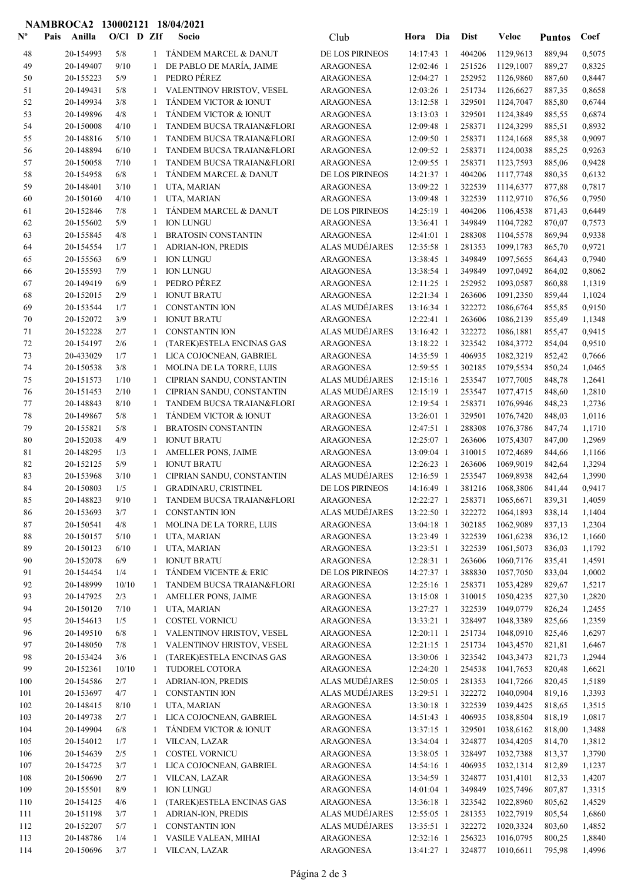**NAMBROCA2 130002121 18/04/2021**

| Nº | Pais | Anilla | O/Cl | D | ZIf | Socio | Club | Hora | Dia | Dist | Veloc | Puntos | Coef |
|---|---|---|---|---|---|---|---|---|---|---|---|---|---|
| 48 | | 20-154993 | 5/8 | | 1 | TÁNDEM MARCEL & DANUT | DE LOS PIRINEOS | 14:17:43 | 1 | 404206 | 1129,9613 | 889,94 | 0,5075 |
| 49 | | 20-149407 | 9/10 | | 1 | DE PABLO DE MARÍA, JAIME | ARAGONESA | 12:02:46 | 1 | 251526 | 1129,1007 | 889,27 | 0,8325 |
| 50 | | 20-155223 | 5/9 | | 1 | PEDRO PÉREZ | ARAGONESA | 12:04:27 | 1 | 252952 | 1126,9860 | 887,60 | 0,8447 |
| 51 | | 20-149431 | 5/8 | | 1 | VALENTINOV HRISTOV, VESEL | ARAGONESA | 12:03:26 | 1 | 251734 | 1126,6627 | 887,35 | 0,8658 |
| 52 | | 20-149934 | 3/8 | | 1 | TÁNDEM VICTOR & IONUT | ARAGONESA | 13:12:58 | 1 | 329501 | 1124,7047 | 885,80 | 0,6744 |
| 53 | | 20-149896 | 4/8 | | 1 | TÁNDEM VICTOR & IONUT | ARAGONESA | 13:13:03 | 1 | 329501 | 1124,3849 | 885,55 | 0,6874 |
| 54 | | 20-150008 | 4/10 | | 1 | TANDEM BUCSA TRAIAN&FLORI | ARAGONESA | 12:09:48 | 1 | 258371 | 1124,3299 | 885,51 | 0,8932 |
| 55 | | 20-148816 | 5/10 | | 1 | TANDEM BUCSA TRAIAN&FLORI | ARAGONESA | 12:09:50 | 1 | 258371 | 1124,1668 | 885,38 | 0,9097 |
| 56 | | 20-148894 | 6/10 | | 1 | TANDEM BUCSA TRAIAN&FLORI | ARAGONESA | 12:09:52 | 1 | 258371 | 1124,0038 | 885,25 | 0,9263 |
| 57 | | 20-150058 | 7/10 | | 1 | TANDEM BUCSA TRAIAN&FLORI | ARAGONESA | 12:09:55 | 1 | 258371 | 1123,7593 | 885,06 | 0,9428 |
| 58 | | 20-154958 | 6/8 | | 1 | TÁNDEM MARCEL & DANUT | DE LOS PIRINEOS | 14:21:37 | 1 | 404206 | 1117,7748 | 880,35 | 0,6132 |
| 59 | | 20-148401 | 3/10 | | 1 | UTA, MARIAN | ARAGONESA | 13:09:22 | 1 | 322539 | 1114,6377 | 877,88 | 0,7817 |
| 60 | | 20-150160 | 4/10 | | 1 | UTA, MARIAN | ARAGONESA | 13:09:48 | 1 | 322539 | 1112,9710 | 876,56 | 0,7950 |
| 61 | | 20-152846 | 7/8 | | 1 | TÁNDEM MARCEL & DANUT | DE LOS PIRINEOS | 14:25:19 | 1 | 404206 | 1106,4538 | 871,43 | 0,6449 |
| 62 | | 20-155602 | 5/9 | | 1 | ION LUNGU | ARAGONESA | 13:36:41 | 1 | 349849 | 1104,7282 | 870,07 | 0,7573 |
| 63 | | 20-155845 | 4/8 | | 1 | BRATOSIN CONSTANTIN | ARAGONESA | 12:41:01 | 1 | 288308 | 1104,5578 | 869,94 | 0,9338 |
| 64 | | 20-154554 | 1/7 | | 1 | ADRIAN-ION, PREDIS | ALAS MUDÉJARES | 12:35:58 | 1 | 281353 | 1099,1783 | 865,70 | 0,9721 |
| 65 | | 20-155563 | 6/9 | | 1 | ION LUNGU | ARAGONESA | 13:38:45 | 1 | 349849 | 1097,5655 | 864,43 | 0,7940 |
| 66 | | 20-155593 | 7/9 | | 1 | ION LUNGU | ARAGONESA | 13:38:54 | 1 | 349849 | 1097,0492 | 864,02 | 0,8062 |
| 67 | | 20-149419 | 6/9 | | 1 | PEDRO PÉREZ | ARAGONESA | 12:11:25 | 1 | 252952 | 1093,0587 | 860,88 | 1,1319 |
| 68 | | 20-152015 | 2/9 | | 1 | IONUT BRATU | ARAGONESA | 12:21:34 | 1 | 263606 | 1091,2350 | 859,44 | 1,1024 |
| 69 | | 20-153544 | 1/7 | | 1 | CONSTANTIN ION | ALAS MUDÉJARES | 13:16:34 | 1 | 322272 | 1086,6764 | 855,85 | 0,9150 |
| 70 | | 20-152072 | 3/9 | | 1 | IONUT BRATU | ARAGONESA | 12:22:41 | 1 | 263606 | 1086,2139 | 855,49 | 1,1348 |
| 71 | | 20-152228 | 2/7 | | 1 | CONSTANTIN ION | ALAS MUDÉJARES | 13:16:42 | 1 | 322272 | 1086,1881 | 855,47 | 0,9415 |
| 72 | | 20-154197 | 2/6 | | 1 | (TAREK)ESTELA ENCINAS GAS | ARAGONESA | 13:18:22 | 1 | 323542 | 1084,3772 | 854,04 | 0,9510 |
| 73 | | 20-433029 | 1/7 | | 1 | LICA COJOCNEAN, GABRIEL | ARAGONESA | 14:35:59 | 1 | 406935 | 1082,3219 | 852,42 | 0,7666 |
| 74 | | 20-150538 | 3/8 | | 1 | MOLINA DE LA TORRE, LUIS | ARAGONESA | 12:59:55 | 1 | 302185 | 1079,5534 | 850,24 | 1,0465 |
| 75 | | 20-151573 | 1/10 | | 1 | CIPRIAN SANDU, CONSTANTIN | ALAS MUDÉJARES | 12:15:16 | 1 | 253547 | 1077,7005 | 848,78 | 1,2641 |
| 76 | | 20-151453 | 2/10 | | 1 | CIPRIAN SANDU, CONSTANTIN | ALAS MUDÉJARES | 12:15:19 | 1 | 253547 | 1077,4715 | 848,60 | 1,2810 |
| 77 | | 20-148843 | 8/10 | | 1 | TANDEM BUCSA TRAIAN&FLORI | ARAGONESA | 12:19:54 | 1 | 258371 | 1076,9946 | 848,23 | 1,2736 |
| 78 | | 20-149867 | 5/8 | | 1 | TÁNDEM VICTOR & IONUT | ARAGONESA | 13:26:01 | 1 | 329501 | 1076,7420 | 848,03 | 1,0116 |
| 79 | | 20-155821 | 5/8 | | 1 | BRATOSIN CONSTANTIN | ARAGONESA | 12:47:51 | 1 | 288308 | 1076,3786 | 847,74 | 1,1710 |
| 80 | | 20-152038 | 4/9 | | 1 | IONUT BRATU | ARAGONESA | 12:25:07 | 1 | 263606 | 1075,4307 | 847,00 | 1,2969 |
| 81 | | 20-148295 | 1/3 | | 1 | AMELLER PONS, JAIME | ARAGONESA | 13:09:04 | 1 | 310015 | 1072,4689 | 844,66 | 1,1166 |
| 82 | | 20-152125 | 5/9 | | 1 | IONUT BRATU | ARAGONESA | 12:26:23 | 1 | 263606 | 1069,9019 | 842,64 | 1,3294 |
| 83 | | 20-153968 | 3/10 | | 1 | CIPRIAN SANDU, CONSTANTIN | ALAS MUDÉJARES | 12:16:59 | 1 | 253547 | 1069,8938 | 842,64 | 1,3990 |
| 84 | | 20-150803 | 1/5 | | 1 | GRADINARU, CRISTINEL | DE LOS PIRINEOS | 14:16:49 | 1 | 381216 | 1068,3806 | 841,44 | 0,9417 |
| 85 | | 20-148823 | 9/10 | | 1 | TANDEM BUCSA TRAIAN&FLORI | ARAGONESA | 12:22:27 | 1 | 258371 | 1065,6671 | 839,31 | 1,4059 |
| 86 | | 20-153693 | 3/7 | | 1 | CONSTANTIN ION | ALAS MUDÉJARES | 13:22:50 | 1 | 322272 | 1064,1893 | 838,14 | 1,1404 |
| 87 | | 20-150541 | 4/8 | | 1 | MOLINA DE LA TORRE, LUIS | ARAGONESA | 13:04:18 | 1 | 302185 | 1062,9089 | 837,13 | 1,2304 |
| 88 | | 20-150157 | 5/10 | | 1 | UTA, MARIAN | ARAGONESA | 13:23:49 | 1 | 322539 | 1061,6238 | 836,12 | 1,1660 |
| 89 | | 20-150123 | 6/10 | | 1 | UTA, MARIAN | ARAGONESA | 13:23:51 | 1 | 322539 | 1061,5073 | 836,03 | 1,1792 |
| 90 | | 20-152078 | 6/9 | | 1 | IONUT BRATU | ARAGONESA | 12:28:31 | 1 | 263606 | 1060,7176 | 835,41 | 1,4591 |
| 91 | | 20-154454 | 1/4 | | 1 | TÁNDEM VICENTE & ERIC | DE LOS PIRINEOS | 14:27:37 | 1 | 388830 | 1057,7050 | 833,04 | 1,0002 |
| 92 | | 20-148999 | 10/10 | | 1 | TANDEM BUCSA TRAIAN&FLORI | ARAGONESA | 12:25:16 | 1 | 258371 | 1053,4289 | 829,67 | 1,5217 |
| 93 | | 20-147925 | 2/3 | | 1 | AMELLER PONS, JAIME | ARAGONESA | 13:15:08 | 1 | 310015 | 1050,4235 | 827,30 | 1,2820 |
| 94 | | 20-150120 | 7/10 | | 1 | UTA, MARIAN | ARAGONESA | 13:27:27 | 1 | 322539 | 1049,0779 | 826,24 | 1,2455 |
| 95 | | 20-154613 | 1/5 | | 1 | COSTEL VORNICU | ARAGONESA | 13:33:21 | 1 | 328497 | 1048,3389 | 825,66 | 1,2359 |
| 96 | | 20-149510 | 6/8 | | 1 | VALENTINOV HRISTOV, VESEL | ARAGONESA | 12:20:11 | 1 | 251734 | 1048,0910 | 825,46 | 1,6297 |
| 97 | | 20-148050 | 7/8 | | 1 | VALENTINOV HRISTOV, VESEL | ARAGONESA | 12:21:15 | 1 | 251734 | 1043,4570 | 821,81 | 1,6467 |
| 98 | | 20-153424 | 3/6 | | 1 | (TAREK)ESTELA ENCINAS GAS | ARAGONESA | 13:30:06 | 1 | 323542 | 1043,3473 | 821,73 | 1,2944 |
| 99 | | 20-152361 | 10/10 | | 1 | TUDOREL COTORA | ARAGONESA | 12:24:20 | 1 | 254538 | 1041,7653 | 820,48 | 1,6621 |
| 100 | | 20-154586 | 2/7 | | 1 | ADRIAN-ION, PREDIS | ALAS MUDÉJARES | 12:50:05 | 1 | 281353 | 1041,7266 | 820,45 | 1,5189 |
| 101 | | 20-153697 | 4/7 | | 1 | CONSTANTIN ION | ALAS MUDÉJARES | 13:29:51 | 1 | 322272 | 1040,0904 | 819,16 | 1,3393 |
| 102 | | 20-148415 | 8/10 | | 1 | UTA, MARIAN | ARAGONESA | 13:30:18 | 1 | 322539 | 1039,4425 | 818,65 | 1,3515 |
| 103 | | 20-149738 | 2/7 | | 1 | LICA COJOCNEAN, GABRIEL | ARAGONESA | 14:51:43 | 1 | 406935 | 1038,8504 | 818,19 | 1,0817 |
| 104 | | 20-149904 | 6/8 | | 1 | TÁNDEM VICTOR & IONUT | ARAGONESA | 13:37:15 | 1 | 329501 | 1038,6162 | 818,00 | 1,3488 |
| 105 | | 20-154012 | 1/7 | | 1 | VILCAN, LAZAR | ARAGONESA | 13:34:04 | 1 | 324877 | 1034,4205 | 814,70 | 1,3812 |
| 106 | | 20-154639 | 2/5 | | 1 | COSTEL VORNICU | ARAGONESA | 13:38:05 | 1 | 328497 | 1032,7388 | 813,37 | 1,3790 |
| 107 | | 20-154725 | 3/7 | | 1 | LICA COJOCNEAN, GABRIEL | ARAGONESA | 14:54:16 | 1 | 406935 | 1032,1314 | 812,89 | 1,1237 |
| 108 | | 20-150690 | 2/7 | | 1 | VILCAN, LAZAR | ARAGONESA | 13:34:59 | 1 | 324877 | 1031,4101 | 812,33 | 1,4207 |
| 109 | | 20-155501 | 8/9 | | 1 | ION LUNGU | ARAGONESA | 14:01:04 | 1 | 349849 | 1025,7496 | 807,87 | 1,3315 |
| 110 | | 20-154125 | 4/6 | | 1 | (TAREK)ESTELA ENCINAS GAS | ARAGONESA | 13:36:18 | 1 | 323542 | 1022,8960 | 805,62 | 1,4529 |
| 111 | | 20-151198 | 3/7 | | 1 | ADRIAN-ION, PREDIS | ALAS MUDÉJARES | 12:55:05 | 1 | 281353 | 1022,7919 | 805,54 | 1,6860 |
| 112 | | 20-152207 | 5/7 | | 1 | CONSTANTIN ION | ALAS MUDÉJARES | 13:35:51 | 1 | 322272 | 1020,3324 | 803,60 | 1,4852 |
| 113 | | 20-148786 | 1/4 | | 1 | VASILE VALEAN, MIHAI | ARAGONESA | 12:32:16 | 1 | 256323 | 1016,0795 | 800,25 | 1,8840 |
| 114 | | 20-150696 | 3/7 | | 1 | VILCAN, LAZAR | ARAGONESA | 13:41:27 | 1 | 324877 | 1010,6611 | 795,98 | 1,4996 |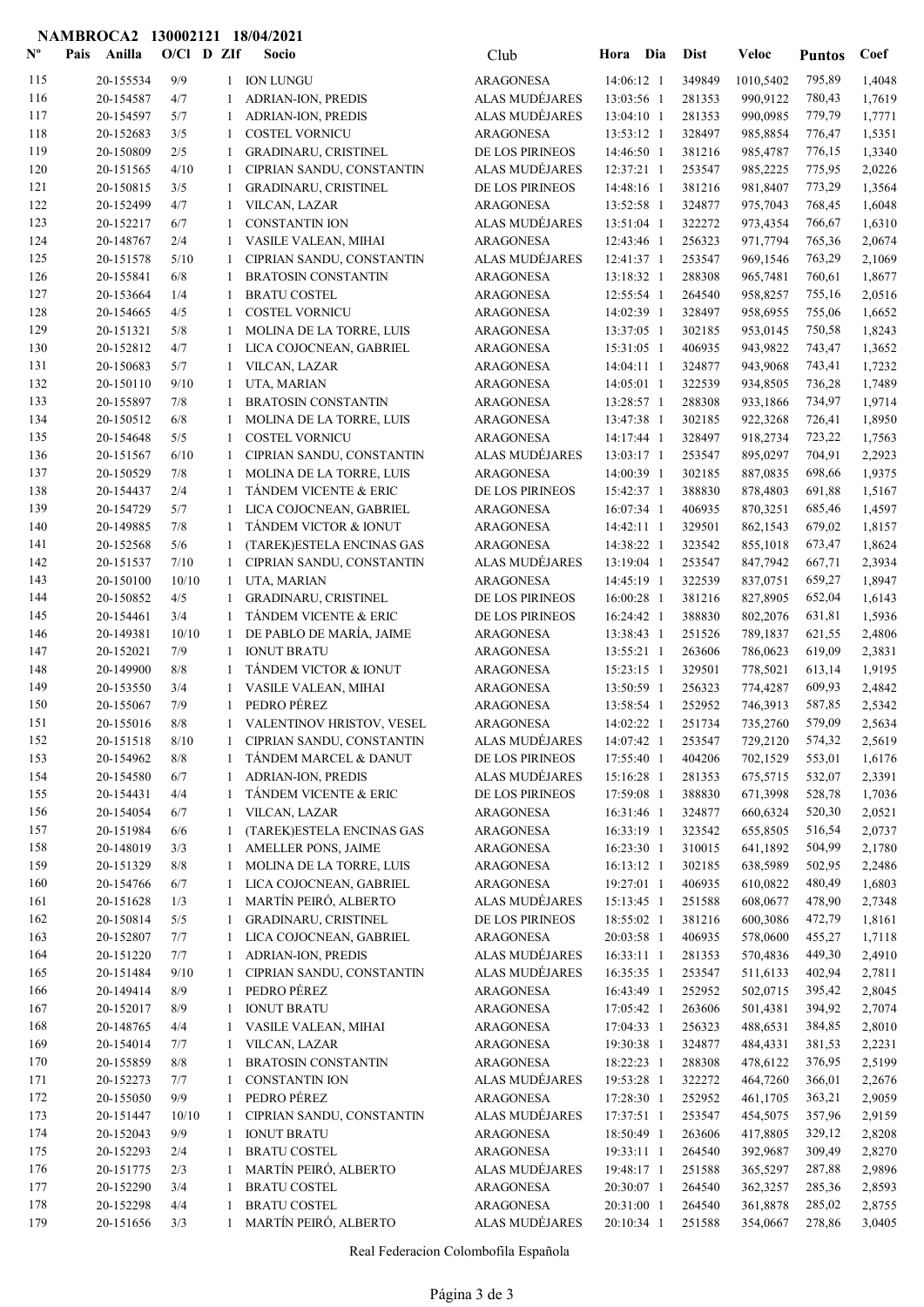NAMBROCA2 130002121 18/04/2021

| Nº | Pais | Anilla | O/Cl | D | ZIf | Socio | Club | Hora | Dia | Dist | Veloc | Puntos | Coef |
|---|---|---|---|---|---|---|---|---|---|---|---|---|---|
| 115 | | 20-155534 | 9/9 | | 1 | ION LUNGU | ARAGONESA | 14:06:12 | 1 | 349849 | 1010,5402 | 795,89 | 1,4048 |
| 116 | | 20-154587 | 4/7 | | 1 | ADRIAN-ION, PREDIS | ALAS MUDÉJARES | 13:03:56 | 1 | 281353 | 990,9122 | 780,43 | 1,7619 |
| 117 | | 20-154597 | 5/7 | | 1 | ADRIAN-ION, PREDIS | ALAS MUDÉJARES | 13:04:10 | 1 | 281353 | 990,0985 | 779,79 | 1,7771 |
| 118 | | 20-152683 | 3/5 | | 1 | COSTEL VORNICU | ARAGONESA | 13:53:12 | 1 | 328497 | 985,8854 | 776,47 | 1,5351 |
| 119 | | 20-150809 | 2/5 | | 1 | GRADINARU, CRISTINEL | DE LOS PIRINEOS | 14:46:50 | 1 | 381216 | 985,4787 | 776,15 | 1,3340 |
| 120 | | 20-151565 | 4/10 | | 1 | CIPRIAN SANDU, CONSTANTIN | ALAS MUDÉJARES | 12:37:21 | 1 | 253547 | 985,2225 | 775,95 | 2,0226 |
| 121 | | 20-150815 | 3/5 | | 1 | GRADINARU, CRISTINEL | DE LOS PIRINEOS | 14:48:16 | 1 | 381216 | 981,8407 | 773,29 | 1,3564 |
| 122 | | 20-152499 | 4/7 | | 1 | VILCAN, LAZAR | ARAGONESA | 13:52:58 | 1 | 324877 | 975,7043 | 768,45 | 1,6048 |
| 123 | | 20-152217 | 6/7 | | 1 | CONSTANTIN ION | ALAS MUDÉJARES | 13:51:04 | 1 | 322272 | 973,4354 | 766,67 | 1,6310 |
| 124 | | 20-148767 | 2/4 | | 1 | VASILE VALEAN, MIHAI | ARAGONESA | 12:43:46 | 1 | 256323 | 971,7794 | 765,36 | 2,0674 |
| 125 | | 20-151578 | 5/10 | | 1 | CIPRIAN SANDU, CONSTANTIN | ALAS MUDÉJARES | 12:41:37 | 1 | 253547 | 969,1546 | 763,29 | 2,1069 |
| 126 | | 20-155841 | 6/8 | | 1 | BRATOSIN CONSTANTIN | ARAGONESA | 13:18:32 | 1 | 288308 | 965,7481 | 760,61 | 1,8677 |
| 127 | | 20-153664 | 1/4 | | 1 | BRATU COSTEL | ARAGONESA | 12:55:54 | 1 | 264540 | 958,8257 | 755,16 | 2,0516 |
| 128 | | 20-154665 | 4/5 | | 1 | COSTEL VORNICU | ARAGONESA | 14:02:39 | 1 | 328497 | 958,6955 | 755,06 | 1,6652 |
| 129 | | 20-151321 | 5/8 | | 1 | MOLINA DE LA TORRE, LUIS | ARAGONESA | 13:37:05 | 1 | 302185 | 953,0145 | 750,58 | 1,8243 |
| 130 | | 20-152812 | 4/7 | | 1 | LICA COJOCNEAN, GABRIEL | ARAGONESA | 15:31:05 | 1 | 406935 | 943,9822 | 743,47 | 1,3652 |
| 131 | | 20-150683 | 5/7 | | 1 | VILCAN, LAZAR | ARAGONESA | 14:04:11 | 1 | 324877 | 943,9068 | 743,41 | 1,7232 |
| 132 | | 20-150110 | 9/10 | | 1 | UTA, MARIAN | ARAGONESA | 14:05:01 | 1 | 322539 | 934,8505 | 736,28 | 1,7489 |
| 133 | | 20-155897 | 7/8 | | 1 | BRATOSIN CONSTANTIN | ARAGONESA | 13:28:57 | 1 | 288308 | 933,1866 | 734,97 | 1,9714 |
| 134 | | 20-150512 | 6/8 | | 1 | MOLINA DE LA TORRE, LUIS | ARAGONESA | 13:47:38 | 1 | 302185 | 922,3268 | 726,41 | 1,8950 |
| 135 | | 20-154648 | 5/5 | | 1 | COSTEL VORNICU | ARAGONESA | 14:17:44 | 1 | 328497 | 918,2734 | 723,22 | 1,7563 |
| 136 | | 20-151567 | 6/10 | | 1 | CIPRIAN SANDU, CONSTANTIN | ALAS MUDÉJARES | 13:03:17 | 1 | 253547 | 895,0297 | 704,91 | 2,2923 |
| 137 | | 20-150529 | 7/8 | | 1 | MOLINA DE LA TORRE, LUIS | ARAGONESA | 14:00:39 | 1 | 302185 | 887,0835 | 698,66 | 1,9375 |
| 138 | | 20-154437 | 2/4 | | 1 | TÁNDEM VICENTE & ERIC | DE LOS PIRINEOS | 15:42:37 | 1 | 388830 | 878,4803 | 691,88 | 1,5167 |
| 139 | | 20-154729 | 5/7 | | 1 | LICA COJOCNEAN, GABRIEL | ARAGONESA | 16:07:34 | 1 | 406935 | 870,3251 | 685,46 | 1,4597 |
| 140 | | 20-149885 | 7/8 | | 1 | TÁNDEM VICTOR & IONUT | ARAGONESA | 14:42:11 | 1 | 329501 | 862,1543 | 679,02 | 1,8157 |
| 141 | | 20-152568 | 5/6 | | 1 | (TAREK)ESTELA ENCINAS GAS | ARAGONESA | 14:38:22 | 1 | 323542 | 855,1018 | 673,47 | 1,8624 |
| 142 | | 20-151537 | 7/10 | | 1 | CIPRIAN SANDU, CONSTANTIN | ALAS MUDÉJARES | 13:19:04 | 1 | 253547 | 847,7942 | 667,71 | 2,3934 |
| 143 | | 20-150100 | 10/10 | | 1 | UTA, MARIAN | ARAGONESA | 14:45:19 | 1 | 322539 | 837,0751 | 659,27 | 1,8947 |
| 144 | | 20-150852 | 4/5 | | 1 | GRADINARU, CRISTINEL | DE LOS PIRINEOS | 16:00:28 | 1 | 381216 | 827,8905 | 652,04 | 1,6143 |
| 145 | | 20-154461 | 3/4 | | 1 | TÁNDEM VICENTE & ERIC | DE LOS PIRINEOS | 16:24:42 | 1 | 388830 | 802,2076 | 631,81 | 1,5936 |
| 146 | | 20-149381 | 10/10 | | 1 | DE PABLO DE MARÍA, JAIME | ARAGONESA | 13:38:43 | 1 | 251526 | 789,1837 | 621,55 | 2,4806 |
| 147 | | 20-152021 | 7/9 | | 1 | IONUT BRATU | ARAGONESA | 13:55:21 | 1 | 263606 | 786,0623 | 619,09 | 2,3831 |
| 148 | | 20-149900 | 8/8 | | 1 | TÁNDEM VICTOR & IONUT | ARAGONESA | 15:23:15 | 1 | 329501 | 778,5021 | 613,14 | 1,9195 |
| 149 | | 20-153550 | 3/4 | | 1 | VASILE VALEAN, MIHAI | ARAGONESA | 13:50:59 | 1 | 256323 | 774,4287 | 609,93 | 2,4842 |
| 150 | | 20-155067 | 7/9 | | 1 | PEDRO PÉREZ | ARAGONESA | 13:58:54 | 1 | 252952 | 746,3913 | 587,85 | 2,5342 |
| 151 | | 20-155016 | 8/8 | | 1 | VALENTINOV HRISTOV, VESEL | ARAGONESA | 14:02:22 | 1 | 251734 | 735,2760 | 579,09 | 2,5634 |
| 152 | | 20-151518 | 8/10 | | 1 | CIPRIAN SANDU, CONSTANTIN | ALAS MUDÉJARES | 14:07:42 | 1 | 253547 | 729,2120 | 574,32 | 2,5619 |
| 153 | | 20-154962 | 8/8 | | 1 | TÁNDEM MARCEL & DANUT | DE LOS PIRINEOS | 17:55:40 | 1 | 404206 | 702,1529 | 553,01 | 1,6176 |
| 154 | | 20-154580 | 6/7 | | 1 | ADRIAN-ION, PREDIS | ALAS MUDÉJARES | 15:16:28 | 1 | 281353 | 675,5715 | 532,07 | 2,3391 |
| 155 | | 20-154431 | 4/4 | | 1 | TÁNDEM VICENTE & ERIC | DE LOS PIRINEOS | 17:59:08 | 1 | 388830 | 671,3998 | 528,78 | 1,7036 |
| 156 | | 20-154054 | 6/7 | | 1 | VILCAN, LAZAR | ARAGONESA | 16:31:46 | 1 | 324877 | 660,6324 | 520,30 | 2,0521 |
| 157 | | 20-151984 | 6/6 | | 1 | (TAREK)ESTELA ENCINAS GAS | ARAGONESA | 16:33:19 | 1 | 323542 | 655,8505 | 516,54 | 2,0737 |
| 158 | | 20-148019 | 3/3 | | 1 | AMELLER PONS, JAIME | ARAGONESA | 16:23:30 | 1 | 310015 | 641,1892 | 504,99 | 2,1780 |
| 159 | | 20-151329 | 8/8 | | 1 | MOLINA DE LA TORRE, LUIS | ARAGONESA | 16:13:12 | 1 | 302185 | 638,5989 | 502,95 | 2,2486 |
| 160 | | 20-154766 | 6/7 | | 1 | LICA COJOCNEAN, GABRIEL | ARAGONESA | 19:27:01 | 1 | 406935 | 610,0822 | 480,49 | 1,6803 |
| 161 | | 20-151628 | 1/3 | | 1 | MARTÍN PEIRÓ, ALBERTO | ALAS MUDÉJARES | 15:13:45 | 1 | 251588 | 608,0677 | 478,90 | 2,7348 |
| 162 | | 20-150814 | 5/5 | | 1 | GRADINARU, CRISTINEL | DE LOS PIRINEOS | 18:55:02 | 1 | 381216 | 600,3086 | 472,79 | 1,8161 |
| 163 | | 20-152807 | 7/7 | | 1 | LICA COJOCNEAN, GABRIEL | ARAGONESA | 20:03:58 | 1 | 406935 | 578,0600 | 455,27 | 1,7118 |
| 164 | | 20-151220 | 7/7 | | 1 | ADRIAN-ION, PREDIS | ALAS MUDÉJARES | 16:33:11 | 1 | 281353 | 570,4836 | 449,30 | 2,4910 |
| 165 | | 20-151484 | 9/10 | | 1 | CIPRIAN SANDU, CONSTANTIN | ALAS MUDÉJARES | 16:35:35 | 1 | 253547 | 511,6133 | 402,94 | 2,7811 |
| 166 | | 20-149414 | 8/9 | | 1 | PEDRO PÉREZ | ARAGONESA | 16:43:49 | 1 | 252952 | 502,0715 | 395,42 | 2,8045 |
| 167 | | 20-152017 | 8/9 | | 1 | IONUT BRATU | ARAGONESA | 17:05:42 | 1 | 263606 | 501,4381 | 394,92 | 2,7074 |
| 168 | | 20-148765 | 4/4 | | 1 | VASILE VALEAN, MIHAI | ARAGONESA | 17:04:33 | 1 | 256323 | 488,6531 | 384,85 | 2,8010 |
| 169 | | 20-154014 | 7/7 | | 1 | VILCAN, LAZAR | ARAGONESA | 19:30:38 | 1 | 324877 | 484,4331 | 381,53 | 2,2231 |
| 170 | | 20-155859 | 8/8 | | 1 | BRATOSIN CONSTANTIN | ARAGONESA | 18:22:23 | 1 | 288308 | 478,6122 | 376,95 | 2,5199 |
| 171 | | 20-152273 | 7/7 | | 1 | CONSTANTIN ION | ALAS MUDÉJARES | 19:53:28 | 1 | 322272 | 464,7260 | 366,01 | 2,2676 |
| 172 | | 20-155050 | 9/9 | | 1 | PEDRO PÉREZ | ARAGONESA | 17:28:30 | 1 | 252952 | 461,1705 | 363,21 | 2,9059 |
| 173 | | 20-151447 | 10/10 | | 1 | CIPRIAN SANDU, CONSTANTIN | ALAS MUDÉJARES | 17:37:51 | 1 | 253547 | 454,5075 | 357,96 | 2,9159 |
| 174 | | 20-152043 | 9/9 | | 1 | IONUT BRATU | ARAGONESA | 18:50:49 | 1 | 263606 | 417,8805 | 329,12 | 2,8208 |
| 175 | | 20-152293 | 2/4 | | 1 | BRATU COSTEL | ARAGONESA | 19:33:11 | 1 | 264540 | 392,9687 | 309,49 | 2,8270 |
| 176 | | 20-151775 | 2/3 | | 1 | MARTÍN PEIRÓ, ALBERTO | ALAS MUDÉJARES | 19:48:17 | 1 | 251588 | 365,5297 | 287,88 | 2,9896 |
| 177 | | 20-152290 | 3/4 | | 1 | BRATU COSTEL | ARAGONESA | 20:30:07 | 1 | 264540 | 362,3257 | 285,36 | 2,8593 |
| 178 | | 20-152298 | 4/4 | | 1 | BRATU COSTEL | ARAGONESA | 20:31:00 | 1 | 264540 | 361,8878 | 285,02 | 2,8755 |
| 179 | | 20-151656 | 3/3 | | 1 | MARTÍN PEIRÓ, ALBERTO | ALAS MUDÉJARES | 20:10:34 | 1 | 251588 | 354,0667 | 278,86 | 3,0405 |

Real Federacion Colombofila Española